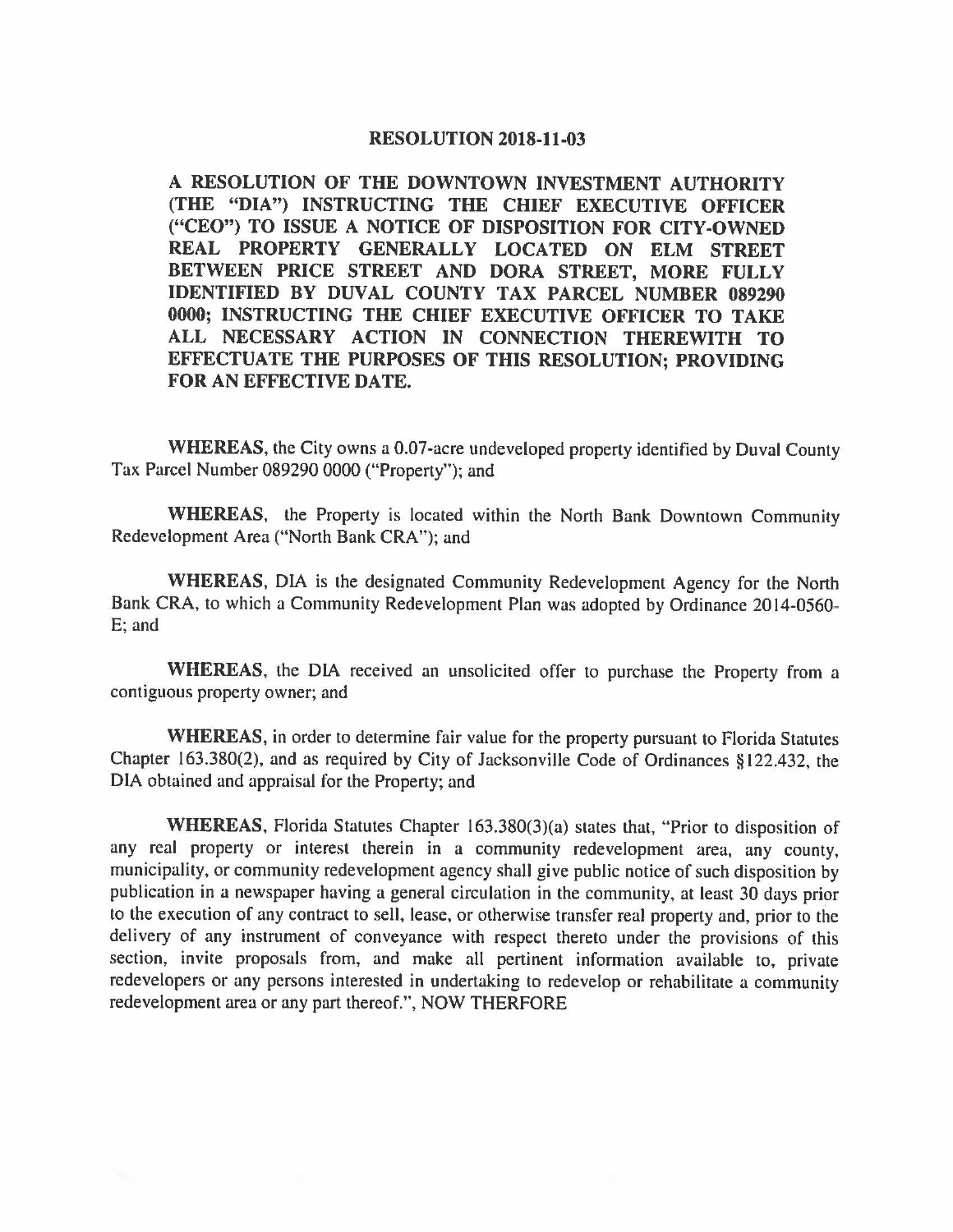# RESOLUTION 2018-11-03

**A RESOLUTION OF THE DOWNTOWN INVESTMENT AUTHORITY (THE "DIA") INSTRUCTING THE CHIEF EXECUTIVE OFFICER ("CEO") TO ISSUE A NOTICE OF DISPOSITION FOR CITY-OWNED REAL PROPERTY GENERALLY LOCATED ON ELM STREET BETWEEN PRICE STREET AND DORA STREET, MORE FULLY IDENTIFIED BY DUVAL COUNTY TAX PARCEL NUMBER 089290 0000; INSTRUCTING THE CHIEF EXECUTIVE OFFICER TO TAKE ALL NECESSARY ACTION IN CONNECTION THEREWITH TO EFFECTUATE THE PURPOSES OF THIS RESOLUTION; PROVIDING FOR AN EFFECTIVE DATE.**

**WHEREAS**, the City owns a 0.07-acre undeveloped property identified by Duval County Tax Parcel Number 089290 0000 ("Property"); and

**WHEREAS**, the Property is located within the North Bank Downtown Community Redevelopment Area ("North Bank CRA"); and

**WHEREAS**, DIA is the designated Community Redevelopment Agency for the North Bank CRA, to which a Community Redevelopment Plan was adopted by Ordinance 2014-0560-E; and

**WHEREAS**, the DIA received an unsolicited offer to purchase the Property from a contiguous property owner; and

**WHEREAS**, in order to determine fair value for the property pursuant to Florida Statutes Chapter 163.380(2), and as required by City of Jacksonville Code of Ordinances §122.432, the DIA obtained and appraisal for the Property; and

**WHEREAS**, Florida Statutes Chapter 163.380(3)(a) states that, "Prior to disposition of any real property or interest therein in a community redevelopment area, any county, municipality, or community redevelopment agency shall give public notice of such disposition by publication in a newspaper having a general circulation in the community, at least 30 days prior to the execution of any contract to sell, lease, or otherwise transfer real property and, prior to the delivery of any instrument of conveyance with respect thereto under the provisions of this section, invite proposals from, and make all pertinent information available to, private redevelopers or any persons interested in undertaking to redevelop or rehabilitate a community redevelopment area or any part thereof.", NOW THERFORE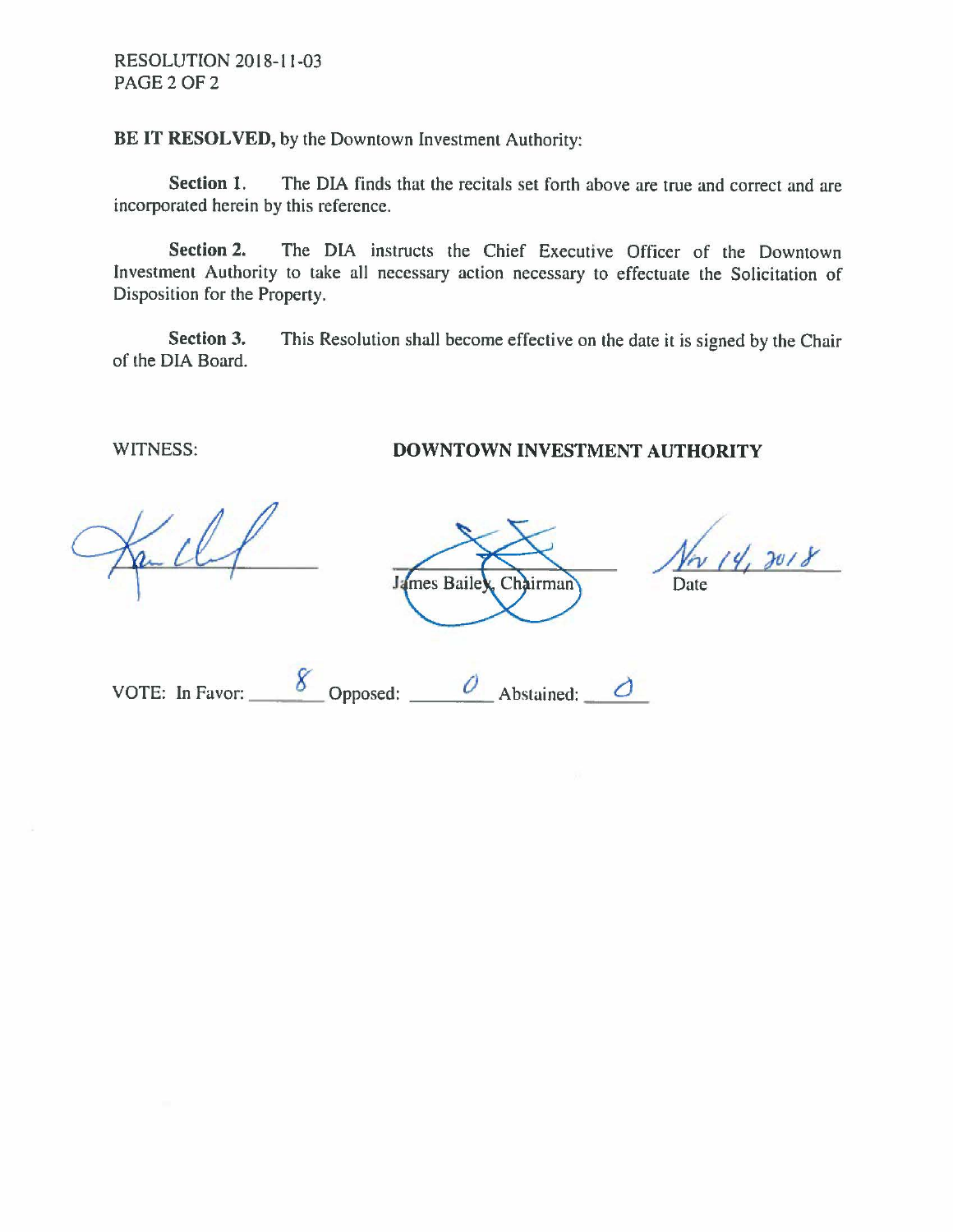RESOLUTION 2018-11-03
PAGE 2 OF 2

**BE IT RESOLVED,** by the Downtown Investment Authority:

**Section 1.** The DIA finds that the recitals set forth above are true and correct and are incorporated herein by this reference.

**Section 2.** The DIA instructs the Chief Executive Officer of the Downtown Investment Authority to take all necessary action necessary to effectuate the Solicitation of Disposition for the Property.

**Section 3.** This Resolution shall become effective on the date it is signed by the Chair of the DIA Board.

WITNESS: **DOWNTOWN INVESTMENT AUTHORITY**

James Bailey, Chairman

Nov 14, 2018
Date

VOTE: In Favor: 8 Opposed: 0 Abstained: 0